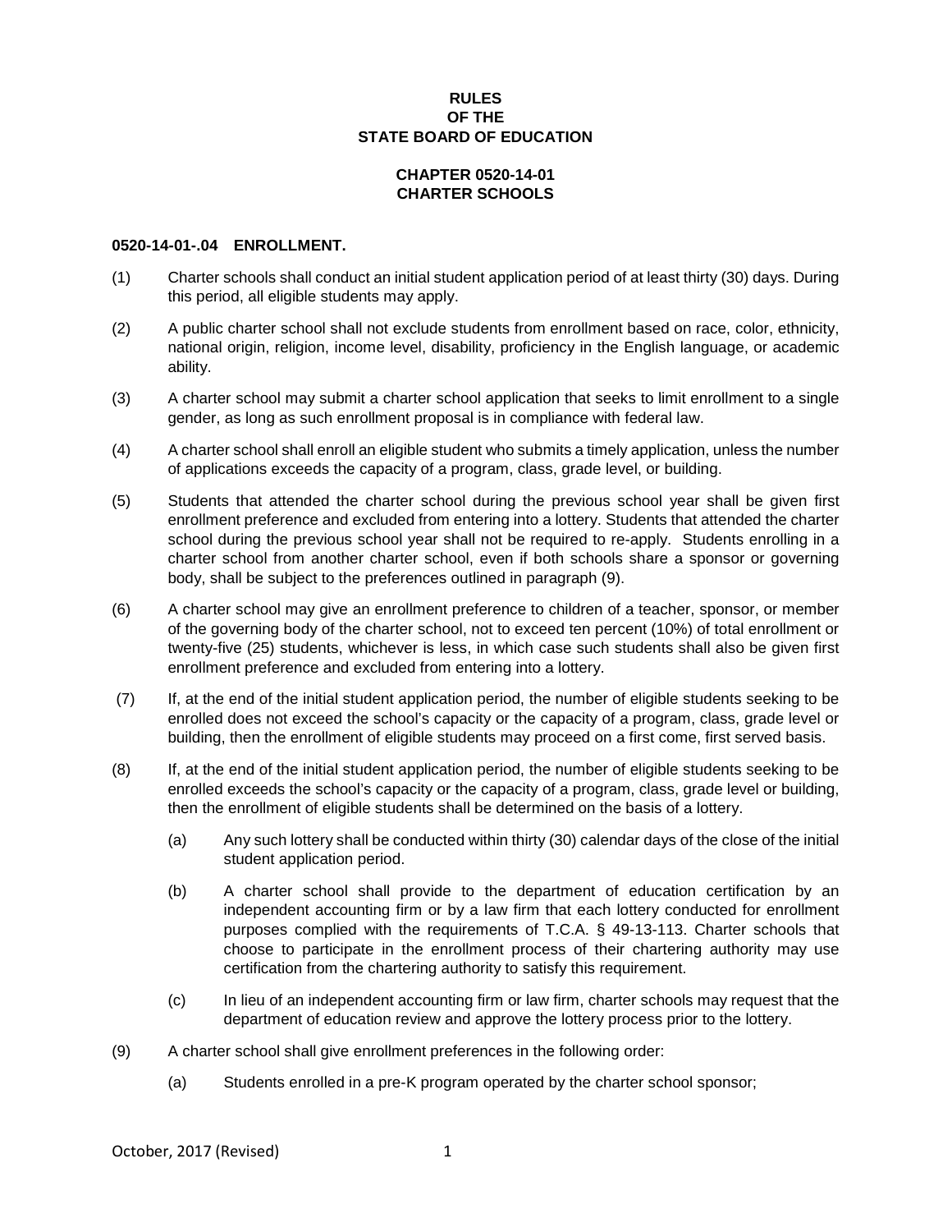# RULES
# OF THE
# STATE BOARD OF EDUCATION

## CHAPTER 0520-14-01
## CHARTER SCHOOLS

### 0520-14-01-.04 ENROLLMENT.

(1) Charter schools shall conduct an initial student application period of at least thirty (30) days. During this period, all eligible students may apply.

(2) A public charter school shall not exclude students from enrollment based on race, color, ethnicity, national origin, religion, income level, disability, proficiency in the English language, or academic ability.

(3) A charter school may submit a charter school application that seeks to limit enrollment to a single gender, as long as such enrollment proposal is in compliance with federal law.

(4) A charter school shall enroll an eligible student who submits a timely application, unless the number of applications exceeds the capacity of a program, class, grade level, or building.

(5) Students that attended the charter school during the previous school year shall be given first enrollment preference and excluded from entering into a lottery. Students that attended the charter school during the previous school year shall not be required to re-apply. Students enrolling in a charter school from another charter school, even if both schools share a sponsor or governing body, shall be subject to the preferences outlined in paragraph (9).

(6) A charter school may give an enrollment preference to children of a teacher, sponsor, or member of the governing body of the charter school, not to exceed ten percent (10%) of total enrollment or twenty-five (25) students, whichever is less, in which case such students shall also be given first enrollment preference and excluded from entering into a lottery.

(7) If, at the end of the initial student application period, the number of eligible students seeking to be enrolled does not exceed the school's capacity or the capacity of a program, class, grade level or building, then the enrollment of eligible students may proceed on a first come, first served basis.

(8) If, at the end of the initial student application period, the number of eligible students seeking to be enrolled exceeds the school's capacity or the capacity of a program, class, grade level or building, then the enrollment of eligible students shall be determined on the basis of a lottery.

  (a) Any such lottery shall be conducted within thirty (30) calendar days of the close of the initial student application period.

  (b) A charter school shall provide to the department of education certification by an independent accounting firm or by a law firm that each lottery conducted for enrollment purposes complied with the requirements of T.C.A. § 49-13-113. Charter schools that choose to participate in the enrollment process of their chartering authority may use certification from the chartering authority to satisfy this requirement.

  (c) In lieu of an independent accounting firm or law firm, charter schools may request that the department of education review and approve the lottery process prior to the lottery.

(9) A charter school shall give enrollment preferences in the following order:

  (a) Students enrolled in a pre-K program operated by the charter school sponsor;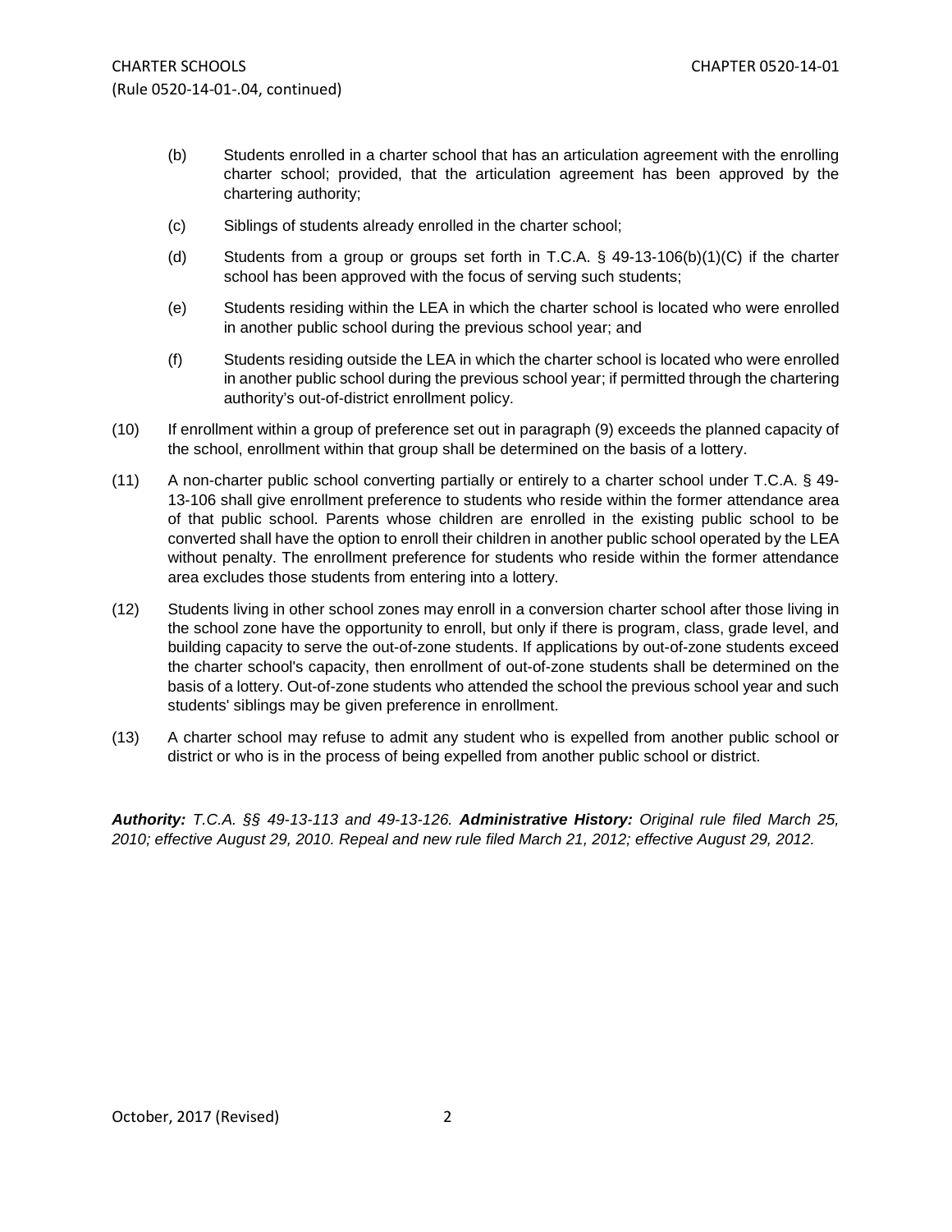(b) Students enrolled in a charter school that has an articulation agreement with the enrolling charter school; provided, that the articulation agreement has been approved by the chartering authority;

(c) Siblings of students already enrolled in the charter school;

(d) Students from a group or groups set forth in T.C.A. § 49-13-106(b)(1)(C) if the charter school has been approved with the focus of serving such students;

(e) Students residing within the LEA in which the charter school is located who were enrolled in another public school during the previous school year; and

(f) Students residing outside the LEA in which the charter school is located who were enrolled in another public school during the previous school year; if permitted through the chartering authority's out-of-district enrollment policy.

(10) If enrollment within a group of preference set out in paragraph (9) exceeds the planned capacity of the school, enrollment within that group shall be determined on the basis of a lottery.

(11) A non-charter public school converting partially or entirely to a charter school under T.C.A. § 49-13-106 shall give enrollment preference to students who reside within the former attendance area of that public school. Parents whose children are enrolled in the existing public school to be converted shall have the option to enroll their children in another public school operated by the LEA without penalty. The enrollment preference for students who reside within the former attendance area excludes those students from entering into a lottery.

(12) Students living in other school zones may enroll in a conversion charter school after those living in the school zone have the opportunity to enroll, but only if there is program, class, grade level, and building capacity to serve the out-of-zone students. If applications by out-of-zone students exceed the charter school's capacity, then enrollment of out-of-zone students shall be determined on the basis of a lottery. Out-of-zone students who attended the school the previous school year and such students' siblings may be given preference in enrollment.

(13) A charter school may refuse to admit any student who is expelled from another public school or district or who is in the process of being expelled from another public school or district.

***Authority:** T.C.A. §§ 49-13-113 and 49-13-126.* ***Administrative History:** Original rule filed March 25, 2010; effective August 29, 2010. Repeal and new rule filed March 21, 2012; effective August 29, 2012.*